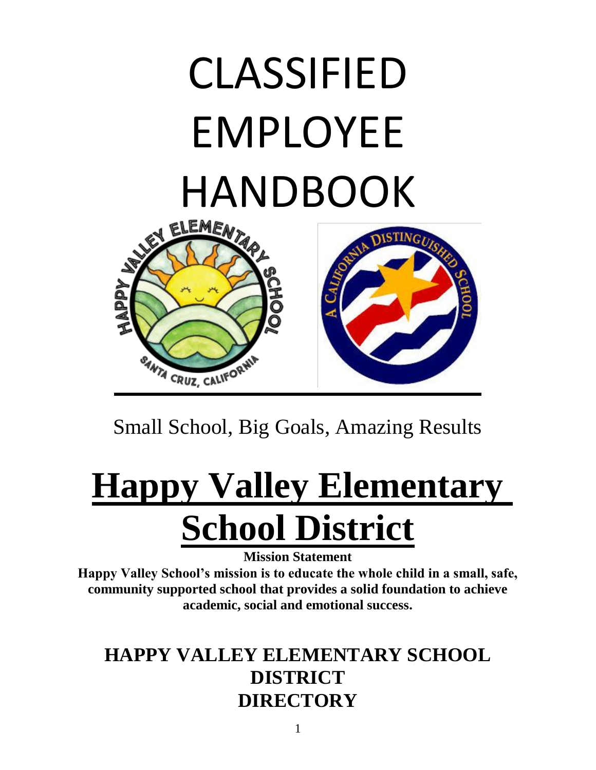# CLASSIFIED EMPLOYEE HANDBOOK

Small School, Big Goals, Amazing Results

# Happy Valley Elementary School District

**Mission Statement**

**Happy Valley School's mission is to educate the whole child in a small, safe, community supported school that provides a solid foundation to achieve academic, social and emotional success.**

## HAPPY VALLEY ELEMENTARY SCHOOL DISTRICT DIRECTORY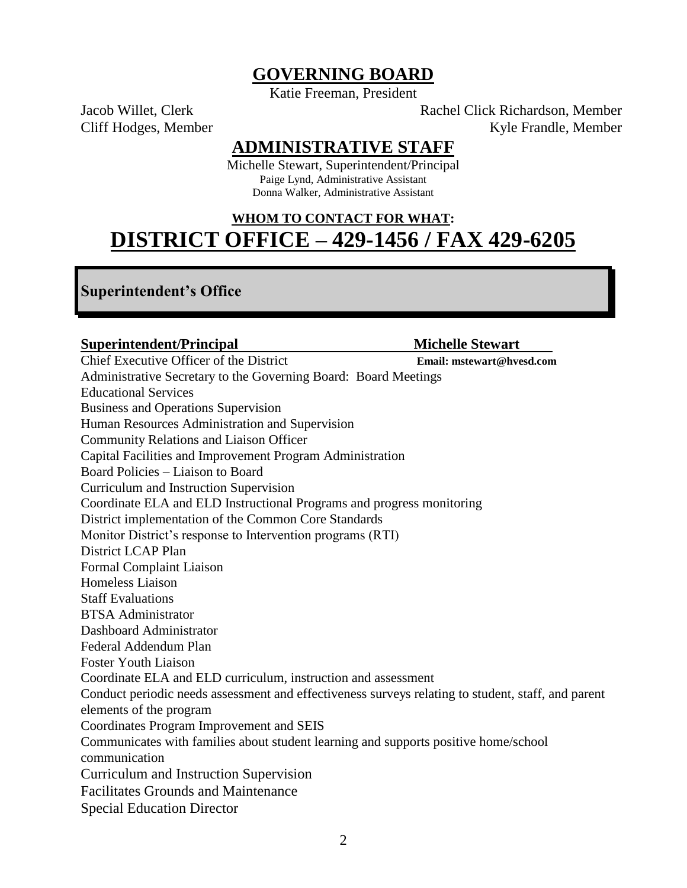# GOVERNING BOARD

Katie Freeman, President

Jacob Willet, Clerk

Rachel Click Richardson, Member

Cliff Hodges, Member

Kyle Frandle, Member

# ADMINISTRATIVE STAFF

Michelle Stewart, Superintendent/Principal

Paige Lynd, Administrative Assistant

Donna Walker, Administrative Assistant

**WHOM TO CONTACT FOR WHAT:**

# DISTRICT OFFICE – 429-1456 / FAX 429-6205

## Superintendent's Office

**Superintendent/Principal** — **Michelle Stewart**

Chief Executive Officer of the District — **Email: mstewart@hvesd.com**

Administrative Secretary to the Governing Board: Board Meetings
Educational Services
Business and Operations Supervision
Human Resources Administration and Supervision
Community Relations and Liaison Officer
Capital Facilities and Improvement Program Administration
Board Policies – Liaison to Board
Curriculum and Instruction Supervision
Coordinate ELA and ELD Instructional Programs and progress monitoring
District implementation of the Common Core Standards
Monitor District's response to Intervention programs (RTI)
District LCAP Plan
Formal Complaint Liaison
Homeless Liaison
Staff Evaluations
BTSA Administrator
Dashboard Administrator
Federal Addendum Plan
Foster Youth Liaison
Coordinate ELA and ELD curriculum, instruction and assessment
Conduct periodic needs assessment and effectiveness surveys relating to student, staff, and parent elements of the program
Coordinates Program Improvement and SEIS
Communicates with families about student learning and supports positive home/school communication
Curriculum and Instruction Supervision
Facilitates Grounds and Maintenance
Special Education Director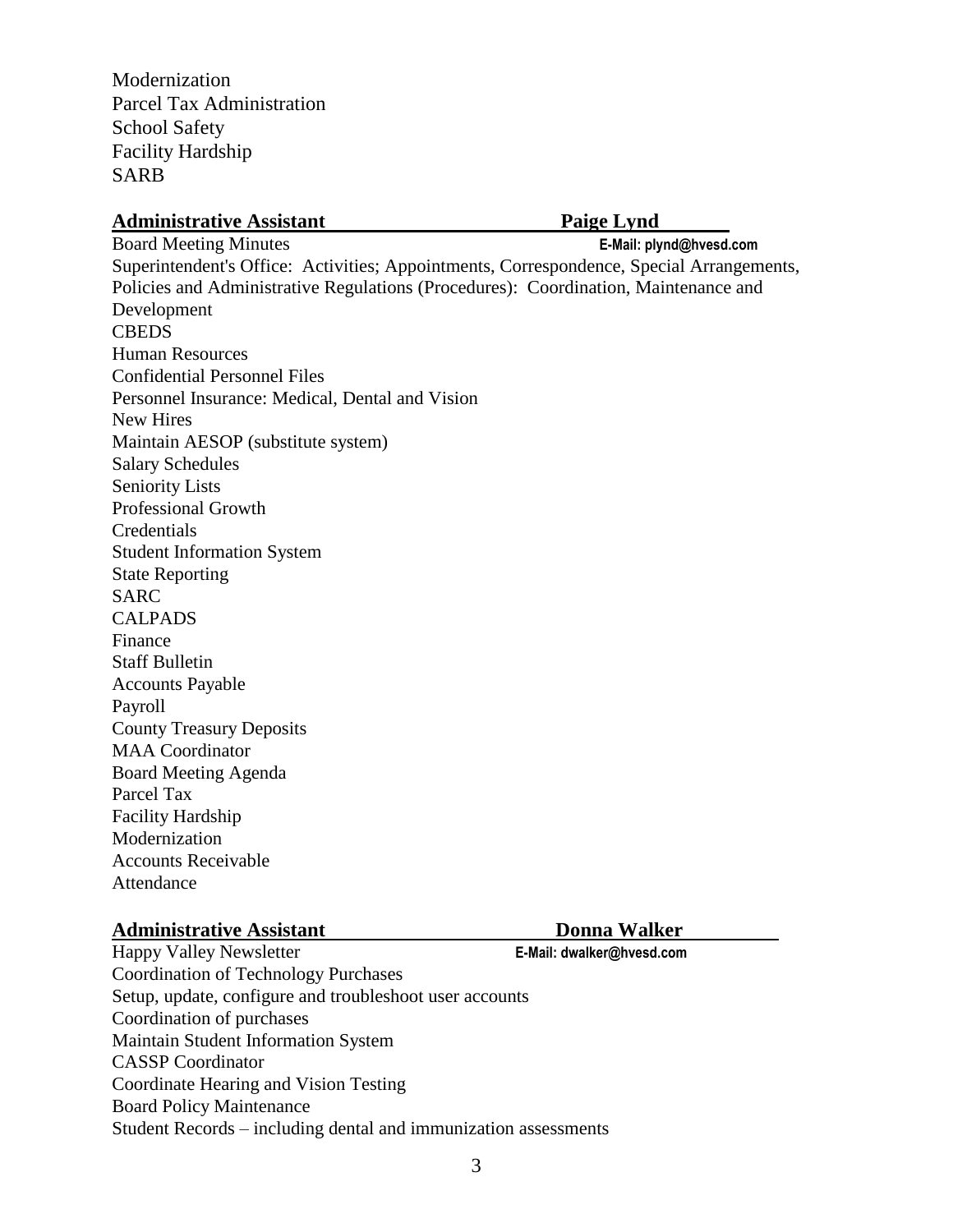Modernization
Parcel Tax Administration
School Safety
Facility Hardship
SARB

**Administrative Assistant** **Paige Lynd**

Board Meeting Minutes **E-Mail: plynd@hvesd.com**
Superintendent's Office: Activities; Appointments, Correspondence, Special Arrangements,
Policies and Administrative Regulations (Procedures): Coordination, Maintenance and Development
CBEDS
Human Resources
Confidential Personnel Files
Personnel Insurance: Medical, Dental and Vision
New Hires
Maintain AESOP (substitute system)
Salary Schedules
Seniority Lists
Professional Growth
Credentials
Student Information System
State Reporting
SARC
CALPADS
Finance
Staff Bulletin
Accounts Payable
Payroll
County Treasury Deposits
MAA Coordinator
Board Meeting Agenda
Parcel Tax
Facility Hardship
Modernization
Accounts Receivable
Attendance

**Administrative Assistant** **Donna Walker**

Happy Valley Newsletter **E-Mail: dwalker@hvesd.com**
Coordination of Technology Purchases
Setup, update, configure and troubleshoot user accounts
Coordination of purchases
Maintain Student Information System
CASSP Coordinator
Coordinate Hearing and Vision Testing
Board Policy Maintenance
Student Records – including dental and immunization assessments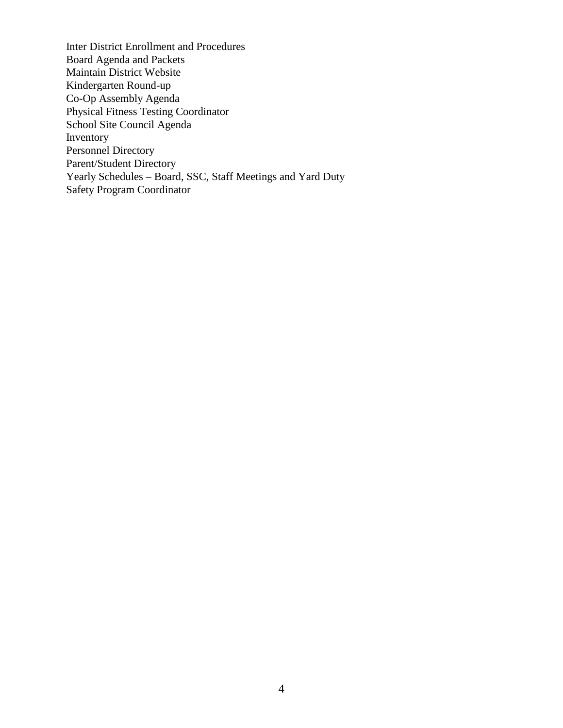Inter District Enrollment and Procedures
Board Agenda and Packets
Maintain District Website
Kindergarten Round-up
Co-Op Assembly Agenda
Physical Fitness Testing Coordinator
School Site Council Agenda
Inventory
Personnel Directory
Parent/Student Directory
Yearly Schedules – Board, SSC, Staff Meetings and Yard Duty
Safety Program Coordinator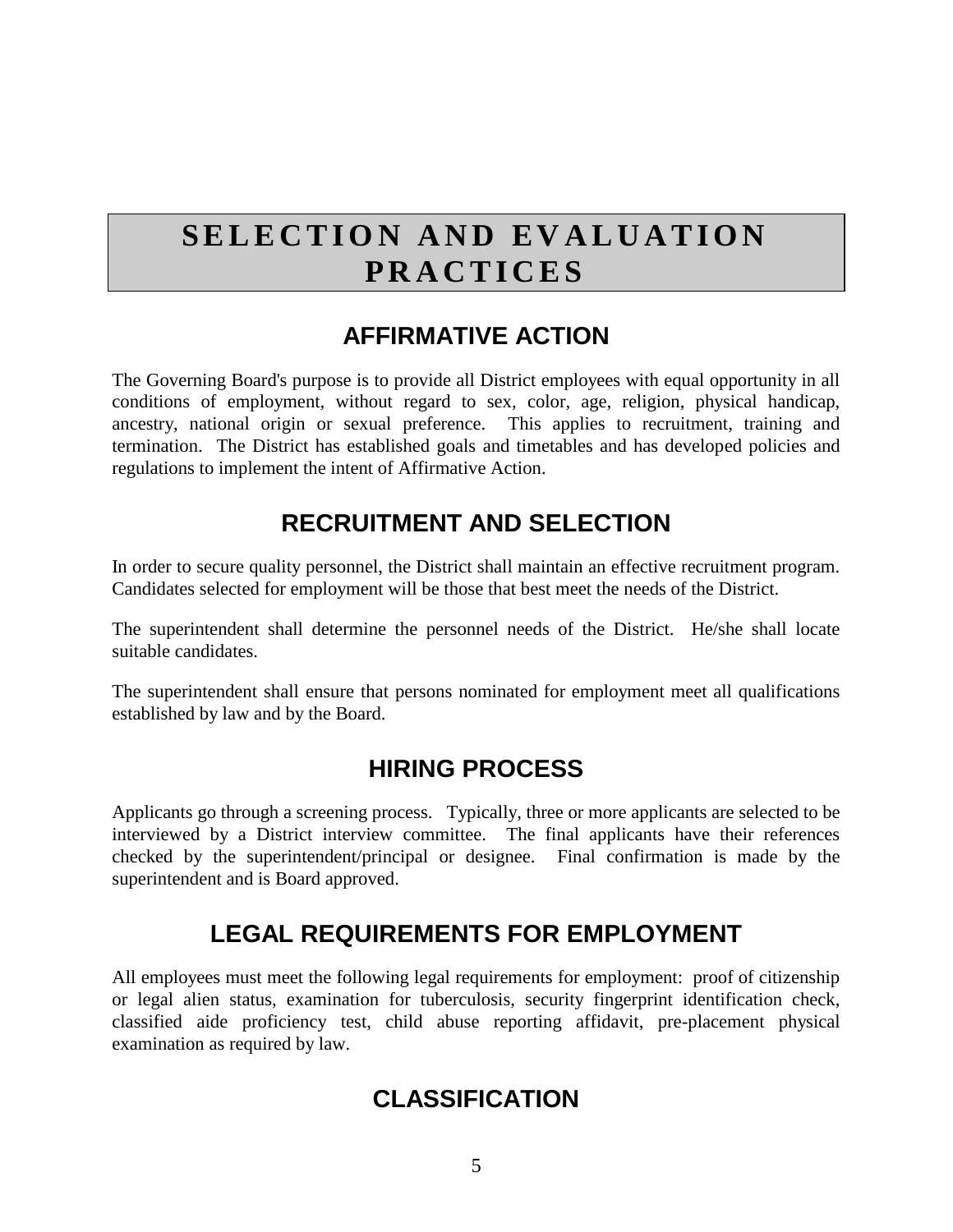# SELECTION AND EVALUATION PRACTICES

## AFFIRMATIVE ACTION

The Governing Board's purpose is to provide all District employees with equal opportunity in all conditions of employment, without regard to sex, color, age, religion, physical handicap, ancestry, national origin or sexual preference. This applies to recruitment, training and termination. The District has established goals and timetables and has developed policies and regulations to implement the intent of Affirmative Action.

## RECRUITMENT AND SELECTION

In order to secure quality personnel, the District shall maintain an effective recruitment program. Candidates selected for employment will be those that best meet the needs of the District.

The superintendent shall determine the personnel needs of the District. He/she shall locate suitable candidates.

The superintendent shall ensure that persons nominated for employment meet all qualifications established by law and by the Board.

## HIRING PROCESS

Applicants go through a screening process. Typically, three or more applicants are selected to be interviewed by a District interview committee. The final applicants have their references checked by the superintendent/principal or designee. Final confirmation is made by the superintendent and is Board approved.

## LEGAL REQUIREMENTS FOR EMPLOYMENT

All employees must meet the following legal requirements for employment: proof of citizenship or legal alien status, examination for tuberculosis, security fingerprint identification check, classified aide proficiency test, child abuse reporting affidavit, pre-placement physical examination as required by law.

## CLASSIFICATION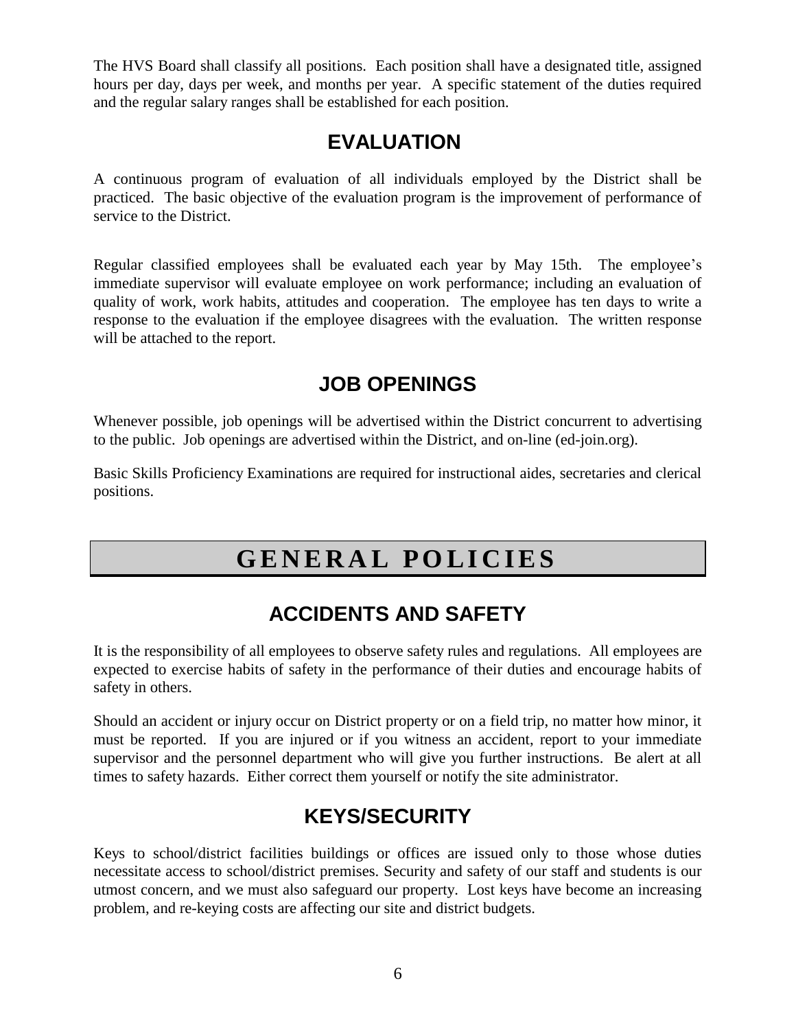The HVS Board shall classify all positions. Each position shall have a designated title, assigned hours per day, days per week, and months per year. A specific statement of the duties required and the regular salary ranges shall be established for each position.

## EVALUATION

A continuous program of evaluation of all individuals employed by the District shall be practiced. The basic objective of the evaluation program is the improvement of performance of service to the District.

Regular classified employees shall be evaluated each year by May 15th. The employee's immediate supervisor will evaluate employee on work performance; including an evaluation of quality of work, work habits, attitudes and cooperation. The employee has ten days to write a response to the evaluation if the employee disagrees with the evaluation. The written response will be attached to the report.

## JOB OPENINGS

Whenever possible, job openings will be advertised within the District concurrent to advertising to the public. Job openings are advertised within the District, and on-line (ed-join.org).

Basic Skills Proficiency Examinations are required for instructional aides, secretaries and clerical positions.

# GENERAL POLICIES

## ACCIDENTS AND SAFETY

It is the responsibility of all employees to observe safety rules and regulations. All employees are expected to exercise habits of safety in the performance of their duties and encourage habits of safety in others.

Should an accident or injury occur on District property or on a field trip, no matter how minor, it must be reported. If you are injured or if you witness an accident, report to your immediate supervisor and the personnel department who will give you further instructions. Be alert at all times to safety hazards. Either correct them yourself or notify the site administrator.

## KEYS/SECURITY

Keys to school/district facilities buildings or offices are issued only to those whose duties necessitate access to school/district premises. Security and safety of our staff and students is our utmost concern, and we must also safeguard our property. Lost keys have become an increasing problem, and re-keying costs are affecting our site and district budgets.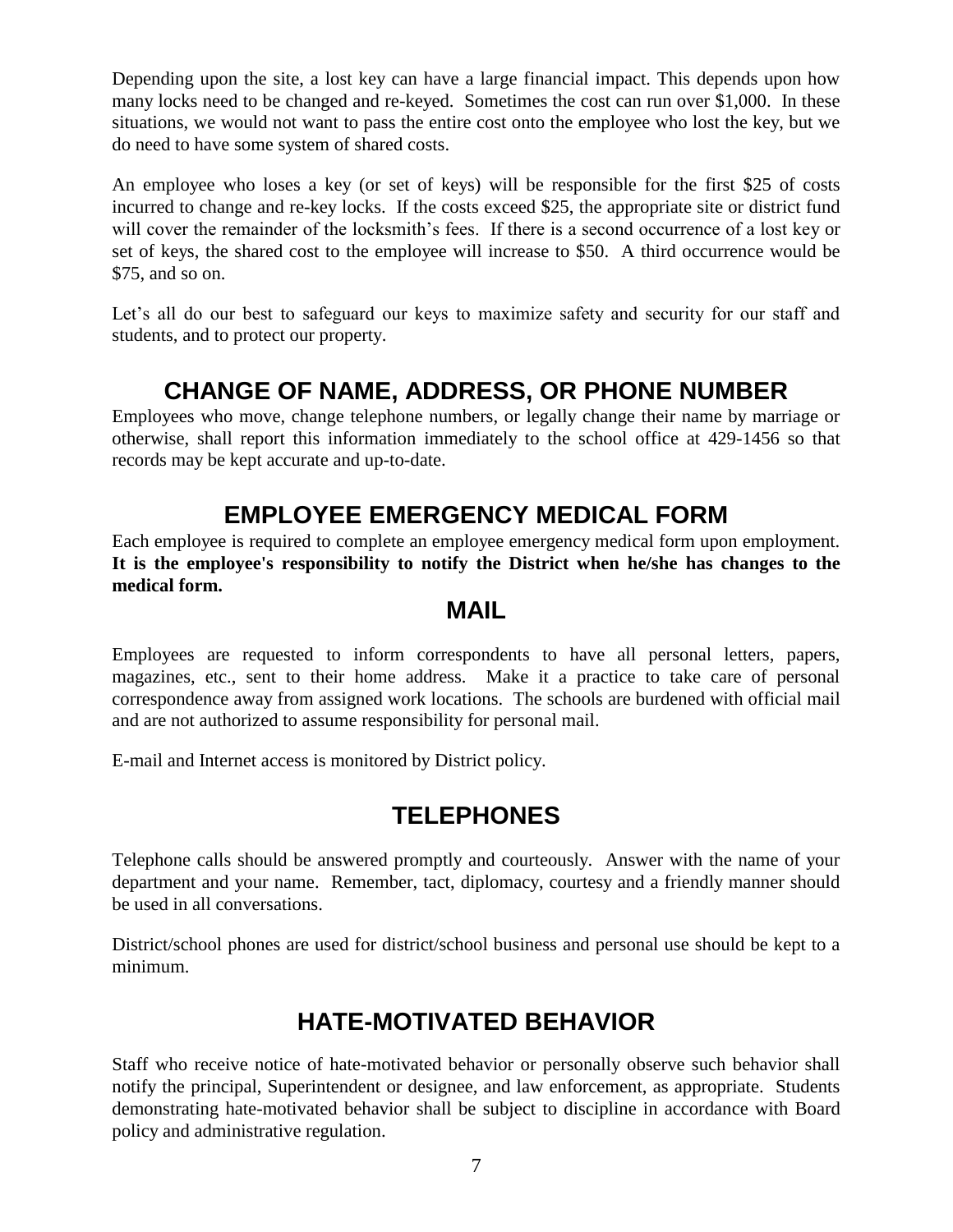Depending upon the site, a lost key can have a large financial impact. This depends upon how many locks need to be changed and re-keyed. Sometimes the cost can run over $1,000. In these situations, we would not want to pass the entire cost onto the employee who lost the key, but we do need to have some system of shared costs.

An employee who loses a key (or set of keys) will be responsible for the first $25 of costs incurred to change and re-key locks. If the costs exceed $25, the appropriate site or district fund will cover the remainder of the locksmith's fees. If there is a second occurrence of a lost key or set of keys, the shared cost to the employee will increase to $50. A third occurrence would be $75, and so on.

Let's all do our best to safeguard our keys to maximize safety and security for our staff and students, and to protect our property.

## CHANGE OF NAME, ADDRESS, OR PHONE NUMBER

Employees who move, change telephone numbers, or legally change their name by marriage or otherwise, shall report this information immediately to the school office at 429-1456 so that records may be kept accurate and up-to-date.

## EMPLOYEE EMERGENCY MEDICAL FORM

Each employee is required to complete an employee emergency medical form upon employment. **It is the employee's responsibility to notify the District when he/she has changes to the medical form.**

## MAIL

Employees are requested to inform correspondents to have all personal letters, papers, magazines, etc., sent to their home address. Make it a practice to take care of personal correspondence away from assigned work locations. The schools are burdened with official mail and are not authorized to assume responsibility for personal mail.

E-mail and Internet access is monitored by District policy.

## TELEPHONES

Telephone calls should be answered promptly and courteously. Answer with the name of your department and your name. Remember, tact, diplomacy, courtesy and a friendly manner should be used in all conversations.

District/school phones are used for district/school business and personal use should be kept to a minimum.

## HATE-MOTIVATED BEHAVIOR

Staff who receive notice of hate-motivated behavior or personally observe such behavior shall notify the principal, Superintendent or designee, and law enforcement, as appropriate. Students demonstrating hate-motivated behavior shall be subject to discipline in accordance with Board policy and administrative regulation.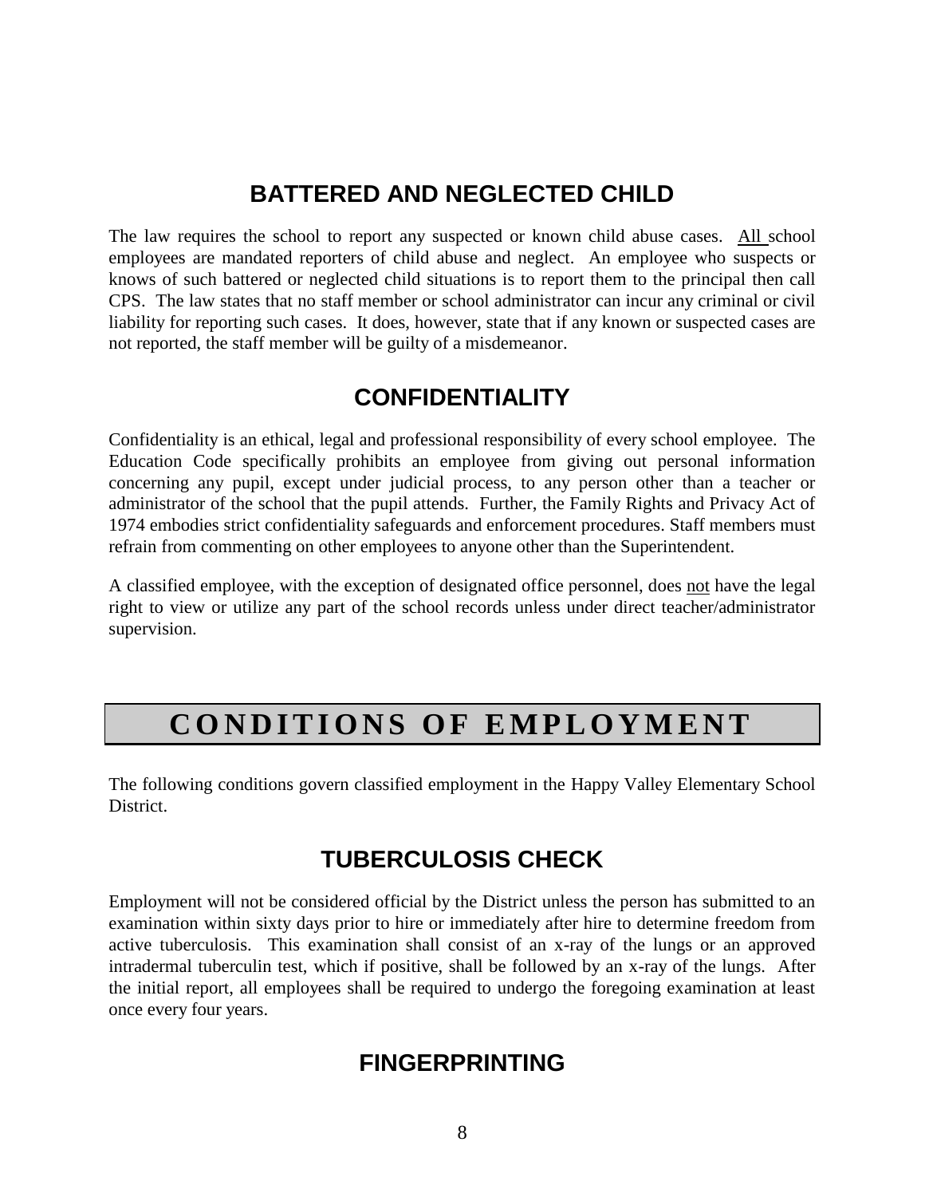## BATTERED AND NEGLECTED CHILD

The law requires the school to report any suspected or known child abuse cases. All school employees are mandated reporters of child abuse and neglect. An employee who suspects or knows of such battered or neglected child situations is to report them to the principal then call CPS. The law states that no staff member or school administrator can incur any criminal or civil liability for reporting such cases. It does, however, state that if any known or suspected cases are not reported, the staff member will be guilty of a misdemeanor.

## CONFIDENTIALITY

Confidentiality is an ethical, legal and professional responsibility of every school employee. The Education Code specifically prohibits an employee from giving out personal information concerning any pupil, except under judicial process, to any person other than a teacher or administrator of the school that the pupil attends. Further, the Family Rights and Privacy Act of 1974 embodies strict confidentiality safeguards and enforcement procedures. Staff members must refrain from commenting on other employees to anyone other than the Superintendent.

A classified employee, with the exception of designated office personnel, does not have the legal right to view or utilize any part of the school records unless under direct teacher/administrator supervision.

# CONDITIONS OF EMPLOYMENT

The following conditions govern classified employment in the Happy Valley Elementary School District.

## TUBERCULOSIS CHECK

Employment will not be considered official by the District unless the person has submitted to an examination within sixty days prior to hire or immediately after hire to determine freedom from active tuberculosis. This examination shall consist of an x-ray of the lungs or an approved intradermal tuberculin test, which if positive, shall be followed by an x-ray of the lungs. After the initial report, all employees shall be required to undergo the foregoing examination at least once every four years.

## FINGERPRINTING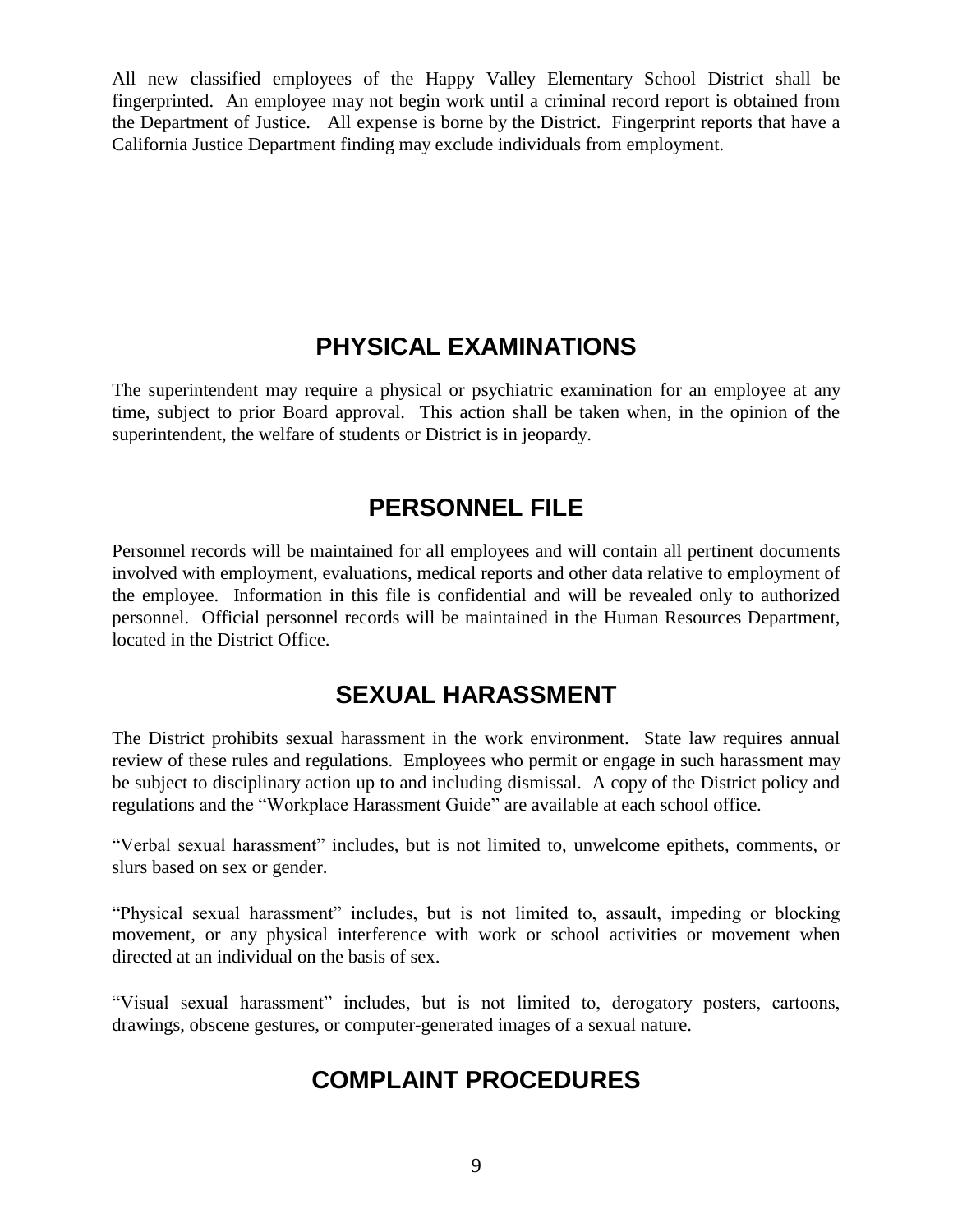All new classified employees of the Happy Valley Elementary School District shall be fingerprinted. An employee may not begin work until a criminal record report is obtained from the Department of Justice. All expense is borne by the District. Fingerprint reports that have a California Justice Department finding may exclude individuals from employment.

## PHYSICAL EXAMINATIONS

The superintendent may require a physical or psychiatric examination for an employee at any time, subject to prior Board approval. This action shall be taken when, in the opinion of the superintendent, the welfare of students or District is in jeopardy.

## PERSONNEL FILE

Personnel records will be maintained for all employees and will contain all pertinent documents involved with employment, evaluations, medical reports and other data relative to employment of the employee. Information in this file is confidential and will be revealed only to authorized personnel. Official personnel records will be maintained in the Human Resources Department, located in the District Office.

## SEXUAL HARASSMENT

The District prohibits sexual harassment in the work environment. State law requires annual review of these rules and regulations. Employees who permit or engage in such harassment may be subject to disciplinary action up to and including dismissal. A copy of the District policy and regulations and the "Workplace Harassment Guide" are available at each school office.

"Verbal sexual harassment" includes, but is not limited to, unwelcome epithets, comments, or slurs based on sex or gender.

"Physical sexual harassment" includes, but is not limited to, assault, impeding or blocking movement, or any physical interference with work or school activities or movement when directed at an individual on the basis of sex.

"Visual sexual harassment" includes, but is not limited to, derogatory posters, cartoons, drawings, obscene gestures, or computer-generated images of a sexual nature.

## COMPLAINT PROCEDURES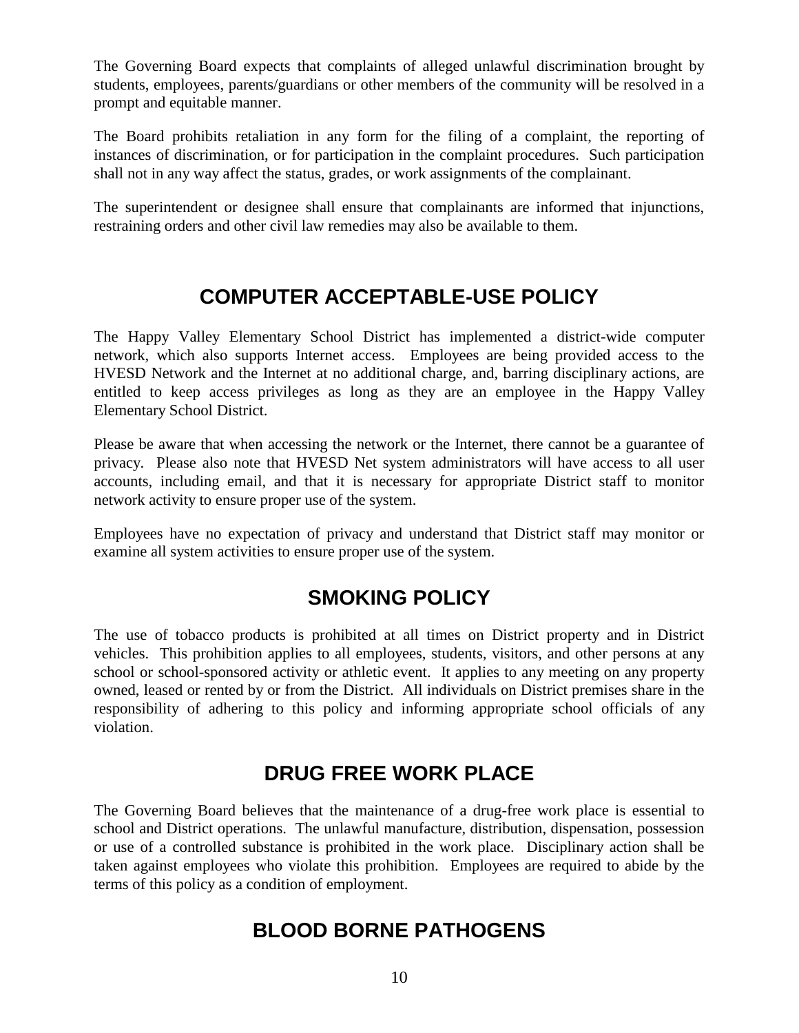The Governing Board expects that complaints of alleged unlawful discrimination brought by students, employees, parents/guardians or other members of the community will be resolved in a prompt and equitable manner.

The Board prohibits retaliation in any form for the filing of a complaint, the reporting of instances of discrimination, or for participation in the complaint procedures. Such participation shall not in any way affect the status, grades, or work assignments of the complainant.

The superintendent or designee shall ensure that complainants are informed that injunctions, restraining orders and other civil law remedies may also be available to them.

## COMPUTER ACCEPTABLE-USE POLICY

The Happy Valley Elementary School District has implemented a district-wide computer network, which also supports Internet access. Employees are being provided access to the HVESD Network and the Internet at no additional charge, and, barring disciplinary actions, are entitled to keep access privileges as long as they are an employee in the Happy Valley Elementary School District.

Please be aware that when accessing the network or the Internet, there cannot be a guarantee of privacy. Please also note that HVESD Net system administrators will have access to all user accounts, including email, and that it is necessary for appropriate District staff to monitor network activity to ensure proper use of the system.

Employees have no expectation of privacy and understand that District staff may monitor or examine all system activities to ensure proper use of the system.

## SMOKING POLICY

The use of tobacco products is prohibited at all times on District property and in District vehicles. This prohibition applies to all employees, students, visitors, and other persons at any school or school-sponsored activity or athletic event. It applies to any meeting on any property owned, leased or rented by or from the District. All individuals on District premises share in the responsibility of adhering to this policy and informing appropriate school officials of any violation.

## DRUG FREE WORK PLACE

The Governing Board believes that the maintenance of a drug-free work place is essential to school and District operations. The unlawful manufacture, distribution, dispensation, possession or use of a controlled substance is prohibited in the work place. Disciplinary action shall be taken against employees who violate this prohibition. Employees are required to abide by the terms of this policy as a condition of employment.

## BLOOD BORNE PATHOGENS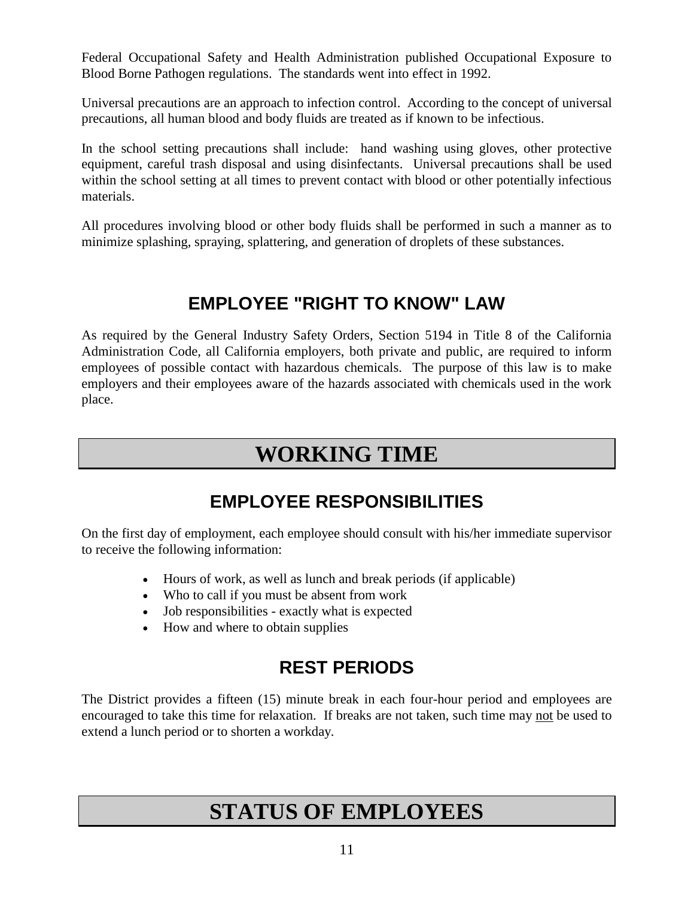Federal Occupational Safety and Health Administration published Occupational Exposure to Blood Borne Pathogen regulations. The standards went into effect in 1992.

Universal precautions are an approach to infection control. According to the concept of universal precautions, all human blood and body fluids are treated as if known to be infectious.

In the school setting precautions shall include: hand washing using gloves, other protective equipment, careful trash disposal and using disinfectants. Universal precautions shall be used within the school setting at all times to prevent contact with blood or other potentially infectious materials.

All procedures involving blood or other body fluids shall be performed in such a manner as to minimize splashing, spraying, splattering, and generation of droplets of these substances.

## EMPLOYEE "RIGHT TO KNOW" LAW

As required by the General Industry Safety Orders, Section 5194 in Title 8 of the California Administration Code, all California employers, both private and public, are required to inform employees of possible contact with hazardous chemicals. The purpose of this law is to make employers and their employees aware of the hazards associated with chemicals used in the work place.

# WORKING TIME

## EMPLOYEE RESPONSIBILITIES

On the first day of employment, each employee should consult with his/her immediate supervisor to receive the following information:

- Hours of work, as well as lunch and break periods (if applicable)
- Who to call if you must be absent from work
- Job responsibilities - exactly what is expected
- How and where to obtain supplies

## REST PERIODS

The District provides a fifteen (15) minute break in each four-hour period and employees are encouraged to take this time for relaxation. If breaks are not taken, such time may <u>not</u> be used to extend a lunch period or to shorten a workday.

# STATUS OF EMPLOYEES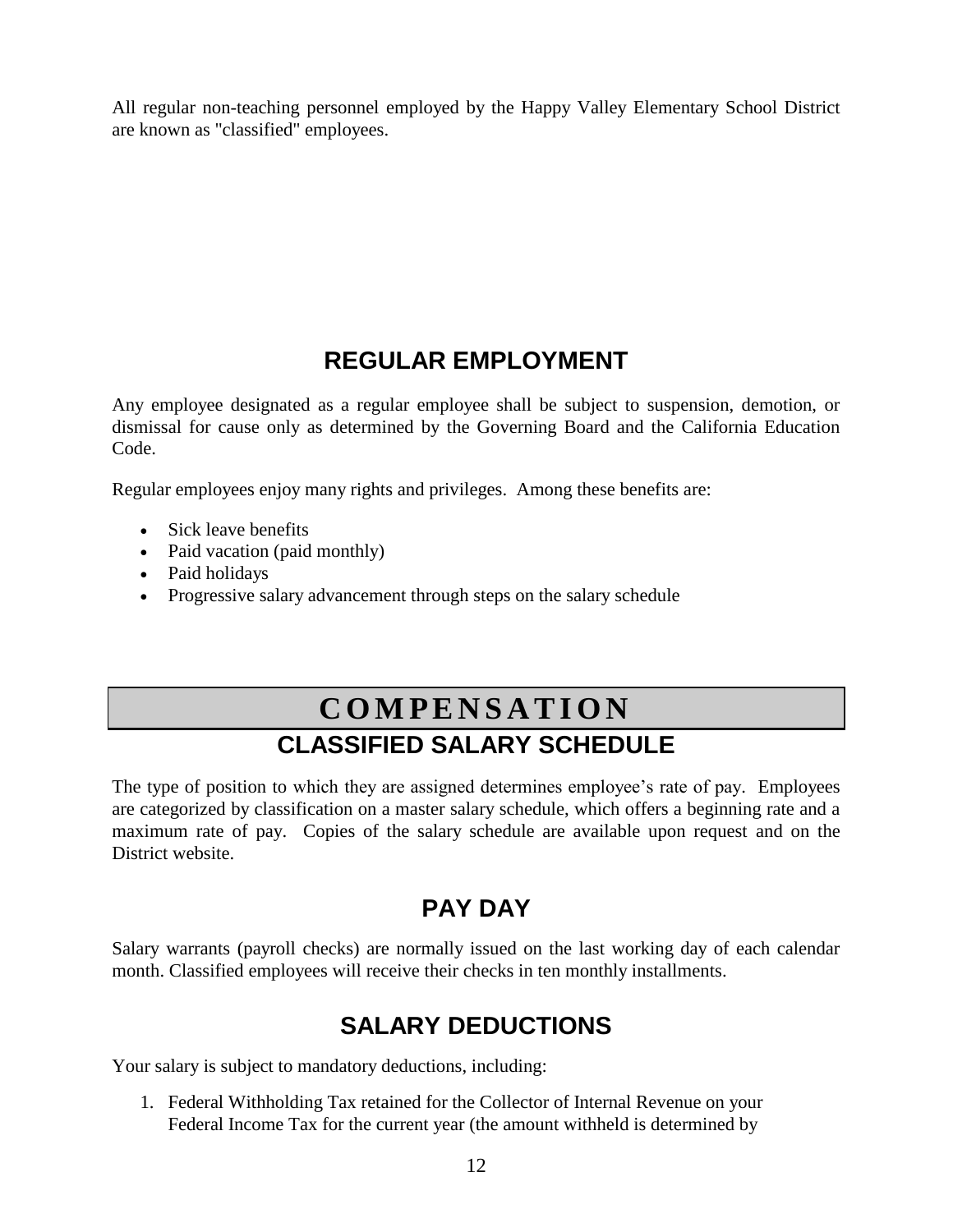All regular non-teaching personnel employed by the Happy Valley Elementary School District are known as "classified" employees.

## REGULAR EMPLOYMENT

Any employee designated as a regular employee shall be subject to suspension, demotion, or dismissal for cause only as determined by the Governing Board and the California Education Code.

Regular employees enjoy many rights and privileges. Among these benefits are:

- Sick leave benefits
- Paid vacation (paid monthly)
- Paid holidays
- Progressive salary advancement through steps on the salary schedule

# COMPENSATION

## CLASSIFIED SALARY SCHEDULE

The type of position to which they are assigned determines employee's rate of pay. Employees are categorized by classification on a master salary schedule, which offers a beginning rate and a maximum rate of pay. Copies of the salary schedule are available upon request and on the District website.

## PAY DAY

Salary warrants (payroll checks) are normally issued on the last working day of each calendar month. Classified employees will receive their checks in ten monthly installments.

## SALARY DEDUCTIONS

Your salary is subject to mandatory deductions, including:

1. Federal Withholding Tax retained for the Collector of Internal Revenue on your Federal Income Tax for the current year (the amount withheld is determined by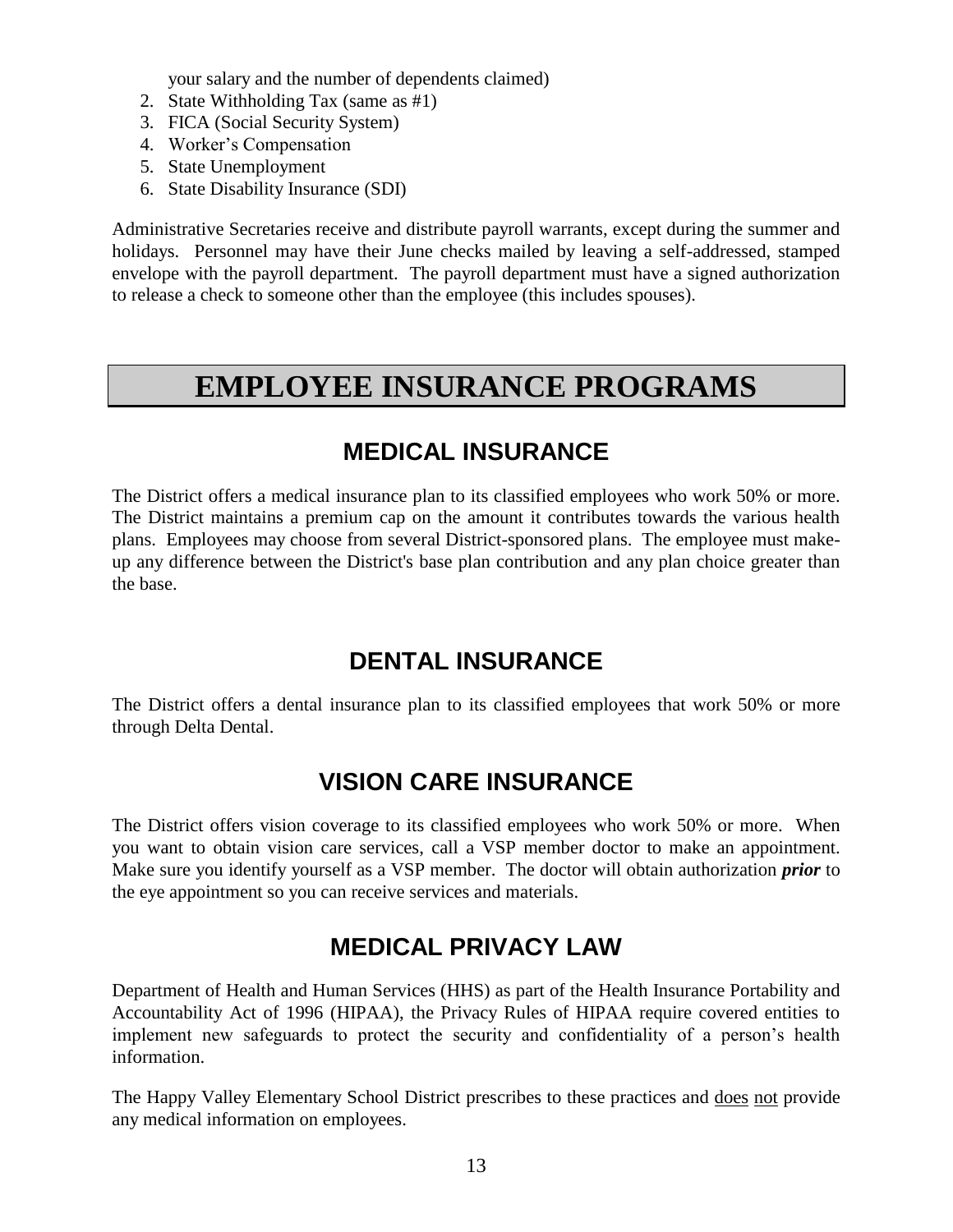your salary and the number of dependents claimed)

2. State Withholding Tax (same as #1)
3. FICA (Social Security System)
4. Worker's Compensation
5. State Unemployment
6. State Disability Insurance (SDI)

Administrative Secretaries receive and distribute payroll warrants, except during the summer and holidays. Personnel may have their June checks mailed by leaving a self-addressed, stamped envelope with the payroll department. The payroll department must have a signed authorization to release a check to someone other than the employee (this includes spouses).

# EMPLOYEE INSURANCE PROGRAMS

## MEDICAL INSURANCE

The District offers a medical insurance plan to its classified employees who work 50% or more. The District maintains a premium cap on the amount it contributes towards the various health plans. Employees may choose from several District-sponsored plans. The employee must make-up any difference between the District's base plan contribution and any plan choice greater than the base.

## DENTAL INSURANCE

The District offers a dental insurance plan to its classified employees that work 50% or more through Delta Dental.

## VISION CARE INSURANCE

The District offers vision coverage to its classified employees who work 50% or more. When you want to obtain vision care services, call a VSP member doctor to make an appointment. Make sure you identify yourself as a VSP member. The doctor will obtain authorization ***prior*** to the eye appointment so you can receive services and materials.

## MEDICAL PRIVACY LAW

Department of Health and Human Services (HHS) as part of the Health Insurance Portability and Accountability Act of 1996 (HIPAA), the Privacy Rules of HIPAA require covered entities to implement new safeguards to protect the security and confidentiality of a person's health information.

The Happy Valley Elementary School District prescribes to these practices and <u>does</u> <u>not</u> provide any medical information on employees.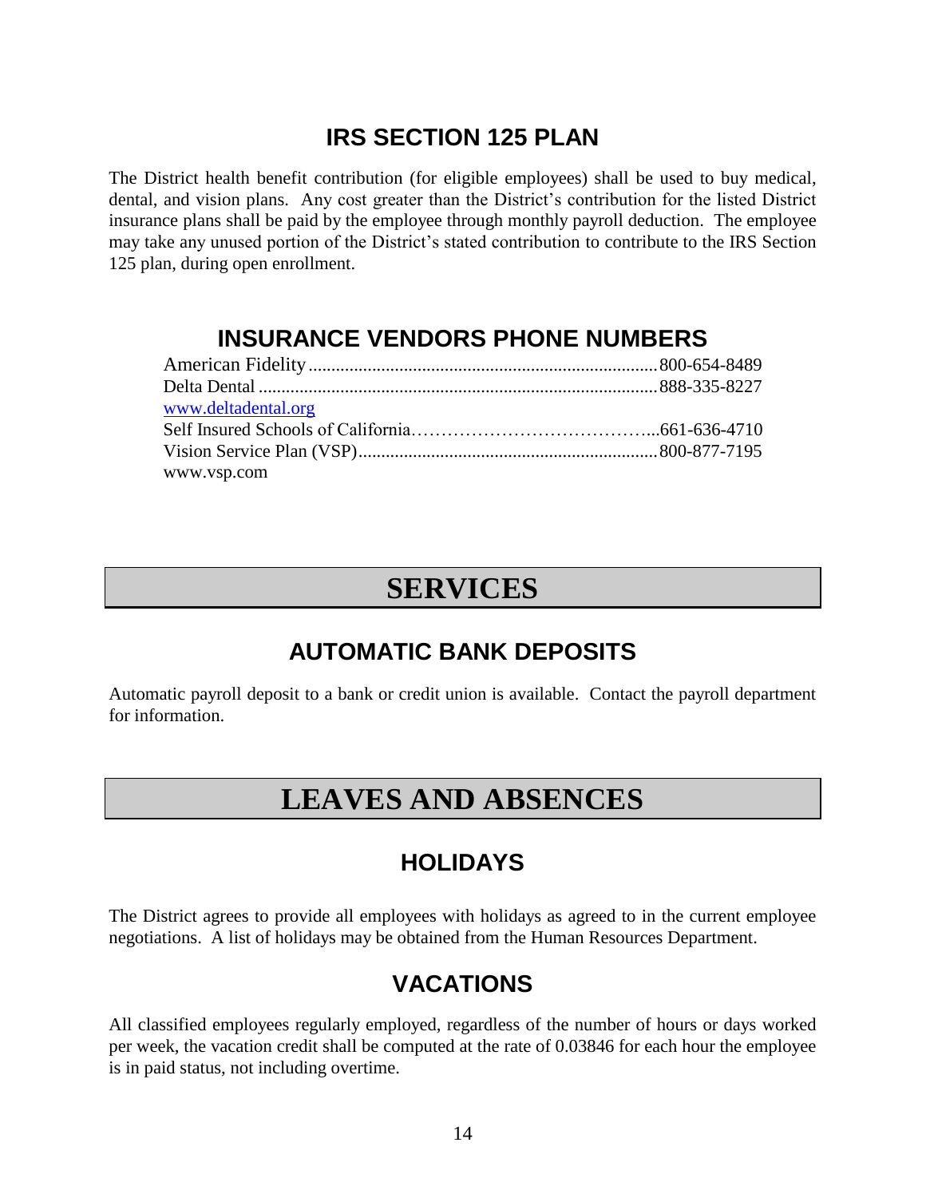## IRS SECTION 125 PLAN

The District health benefit contribution (for eligible employees) shall be used to buy medical, dental, and vision plans. Any cost greater than the District's contribution for the listed District insurance plans shall be paid by the employee through monthly payroll deduction. The employee may take any unused portion of the District's stated contribution to contribute to the IRS Section 125 plan, during open enrollment.

## INSURANCE VENDORS PHONE NUMBERS

American Fidelity............................................................................800-654-8489
Delta Dental ........................................................................................888-335-8227
www.deltadental.org
Self Insured Schools of California…………………………………...661-636-4710
Vision Service Plan (VSP)..................................................................800-877-7195
www.vsp.com

# SERVICES

## AUTOMATIC BANK DEPOSITS

Automatic payroll deposit to a bank or credit union is available. Contact the payroll department for information.

# LEAVES AND ABSENCES

## HOLIDAYS

The District agrees to provide all employees with holidays as agreed to in the current employee negotiations. A list of holidays may be obtained from the Human Resources Department.

## VACATIONS

All classified employees regularly employed, regardless of the number of hours or days worked per week, the vacation credit shall be computed at the rate of 0.03846 for each hour the employee is in paid status, not including overtime.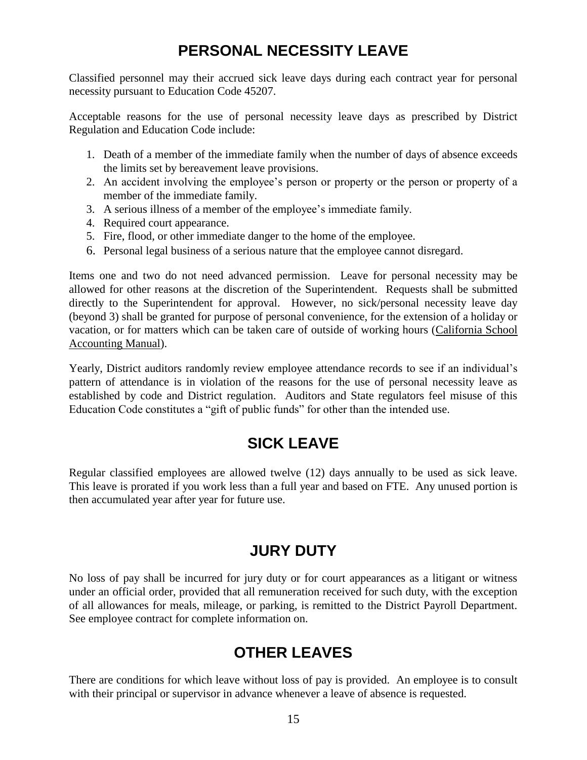## PERSONAL NECESSITY LEAVE

Classified personnel may their accrued sick leave days during each contract year for personal necessity pursuant to Education Code 45207.

Acceptable reasons for the use of personal necessity leave days as prescribed by District Regulation and Education Code include:

1. Death of a member of the immediate family when the number of days of absence exceeds the limits set by bereavement leave provisions.
2. An accident involving the employee's person or property or the person or property of a member of the immediate family.
3. A serious illness of a member of the employee's immediate family.
4. Required court appearance.
5. Fire, flood, or other immediate danger to the home of the employee.
6. Personal legal business of a serious nature that the employee cannot disregard.

Items one and two do not need advanced permission. Leave for personal necessity may be allowed for other reasons at the discretion of the Superintendent. Requests shall be submitted directly to the Superintendent for approval. However, no sick/personal necessity leave day (beyond 3) shall be granted for purpose of personal convenience, for the extension of a holiday or vacation, or for matters which can be taken care of outside of working hours (California School Accounting Manual).

Yearly, District auditors randomly review employee attendance records to see if an individual's pattern of attendance is in violation of the reasons for the use of personal necessity leave as established by code and District regulation. Auditors and State regulators feel misuse of this Education Code constitutes a "gift of public funds" for other than the intended use.

## SICK LEAVE

Regular classified employees are allowed twelve (12) days annually to be used as sick leave. This leave is prorated if you work less than a full year and based on FTE. Any unused portion is then accumulated year after year for future use.

## JURY DUTY

No loss of pay shall be incurred for jury duty or for court appearances as a litigant or witness under an official order, provided that all remuneration received for such duty, with the exception of all allowances for meals, mileage, or parking, is remitted to the District Payroll Department. See employee contract for complete information on.

## OTHER LEAVES

There are conditions for which leave without loss of pay is provided. An employee is to consult with their principal or supervisor in advance whenever a leave of absence is requested.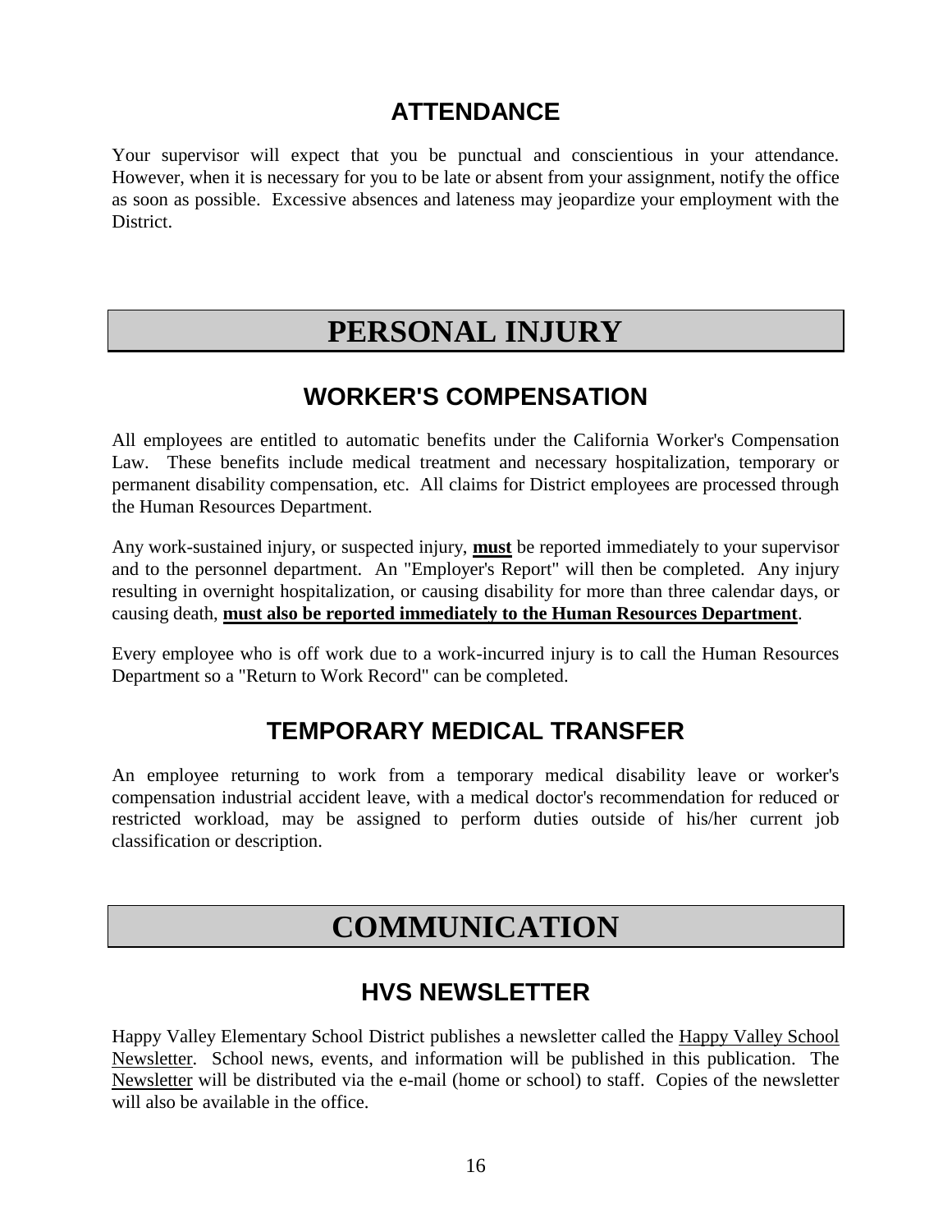## ATTENDANCE

Your supervisor will expect that you be punctual and conscientious in your attendance. However, when it is necessary for you to be late or absent from your assignment, notify the office as soon as possible. Excessive absences and lateness may jeopardize your employment with the District.

# PERSONAL INJURY

## WORKER'S COMPENSATION

All employees are entitled to automatic benefits under the California Worker's Compensation Law. These benefits include medical treatment and necessary hospitalization, temporary or permanent disability compensation, etc. All claims for District employees are processed through the Human Resources Department.

Any work-sustained injury, or suspected injury, <u>**must**</u> be reported immediately to your supervisor and to the personnel department. An "Employer's Report" will then be completed. Any injury resulting in overnight hospitalization, or causing disability for more than three calendar days, or causing death, <u>**must also be reported immediately to the Human Resources Department**</u>.

Every employee who is off work due to a work-incurred injury is to call the Human Resources Department so a "Return to Work Record" can be completed.

## TEMPORARY MEDICAL TRANSFER

An employee returning to work from a temporary medical disability leave or worker's compensation industrial accident leave, with a medical doctor's recommendation for reduced or restricted workload, may be assigned to perform duties outside of his/her current job classification or description.

# COMMUNICATION

## HVS NEWSLETTER

Happy Valley Elementary School District publishes a newsletter called the <u>Happy Valley School Newsletter</u>. School news, events, and information will be published in this publication. The <u>Newsletter</u> will be distributed via the e-mail (home or school) to staff. Copies of the newsletter will also be available in the office.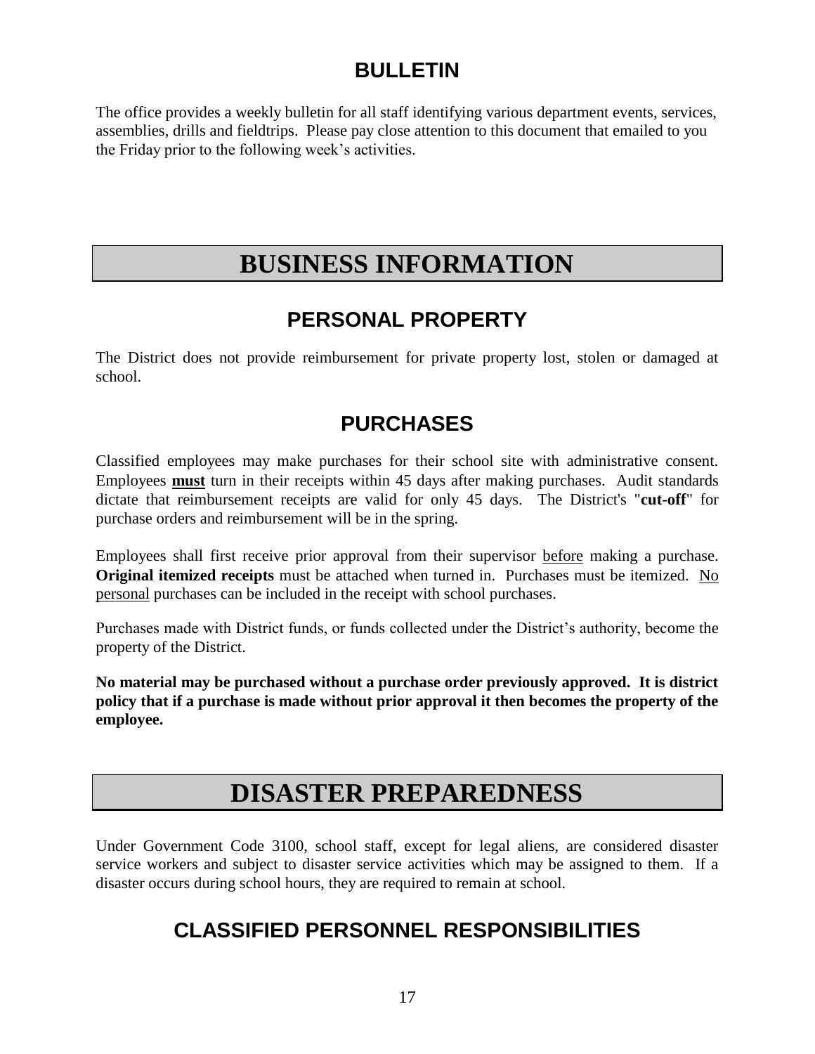## BULLETIN

The office provides a weekly bulletin for all staff identifying various department events, services, assemblies, drills and fieldtrips. Please pay close attention to this document that emailed to you the Friday prior to the following week's activities.

# BUSINESS INFORMATION

## PERSONAL PROPERTY

The District does not provide reimbursement for private property lost, stolen or damaged at school.

## PURCHASES

Classified employees may make purchases for their school site with administrative consent. Employees **must** turn in their receipts within 45 days after making purchases. Audit standards dictate that reimbursement receipts are valid for only 45 days. The District's "**cut-off**" for purchase orders and reimbursement will be in the spring.

Employees shall first receive prior approval from their supervisor before making a purchase. **Original itemized receipts** must be attached when turned in. Purchases must be itemized. No personal purchases can be included in the receipt with school purchases.

Purchases made with District funds, or funds collected under the District's authority, become the property of the District.

**No material may be purchased without a purchase order previously approved. It is district policy that if a purchase is made without prior approval it then becomes the property of the employee.**

# DISASTER PREPAREDNESS

Under Government Code 3100, school staff, except for legal aliens, are considered disaster service workers and subject to disaster service activities which may be assigned to them. If a disaster occurs during school hours, they are required to remain at school.

## CLASSIFIED PERSONNEL RESPONSIBILITIES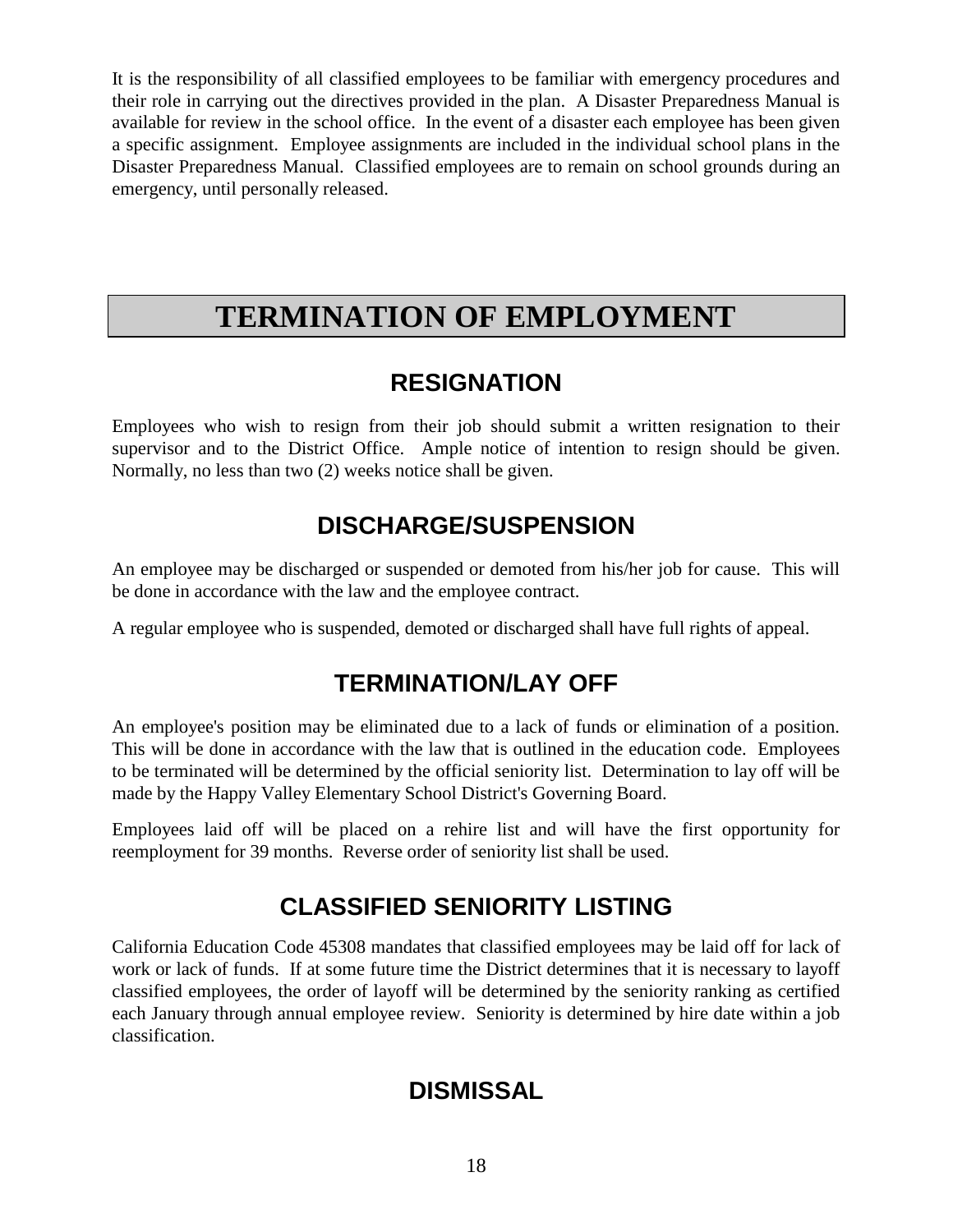It is the responsibility of all classified employees to be familiar with emergency procedures and their role in carrying out the directives provided in the plan. A Disaster Preparedness Manual is available for review in the school office. In the event of a disaster each employee has been given a specific assignment. Employee assignments are included in the individual school plans in the Disaster Preparedness Manual. Classified employees are to remain on school grounds during an emergency, until personally released.

# TERMINATION OF EMPLOYMENT

## RESIGNATION

Employees who wish to resign from their job should submit a written resignation to their supervisor and to the District Office. Ample notice of intention to resign should be given. Normally, no less than two (2) weeks notice shall be given.

## DISCHARGE/SUSPENSION

An employee may be discharged or suspended or demoted from his/her job for cause. This will be done in accordance with the law and the employee contract.

A regular employee who is suspended, demoted or discharged shall have full rights of appeal.

## TERMINATION/LAY OFF

An employee's position may be eliminated due to a lack of funds or elimination of a position. This will be done in accordance with the law that is outlined in the education code. Employees to be terminated will be determined by the official seniority list. Determination to lay off will be made by the Happy Valley Elementary School District's Governing Board.

Employees laid off will be placed on a rehire list and will have the first opportunity for reemployment for 39 months. Reverse order of seniority list shall be used.

## CLASSIFIED SENIORITY LISTING

California Education Code 45308 mandates that classified employees may be laid off for lack of work or lack of funds. If at some future time the District determines that it is necessary to layoff classified employees, the order of layoff will be determined by the seniority ranking as certified each January through annual employee review. Seniority is determined by hire date within a job classification.

## DISMISSAL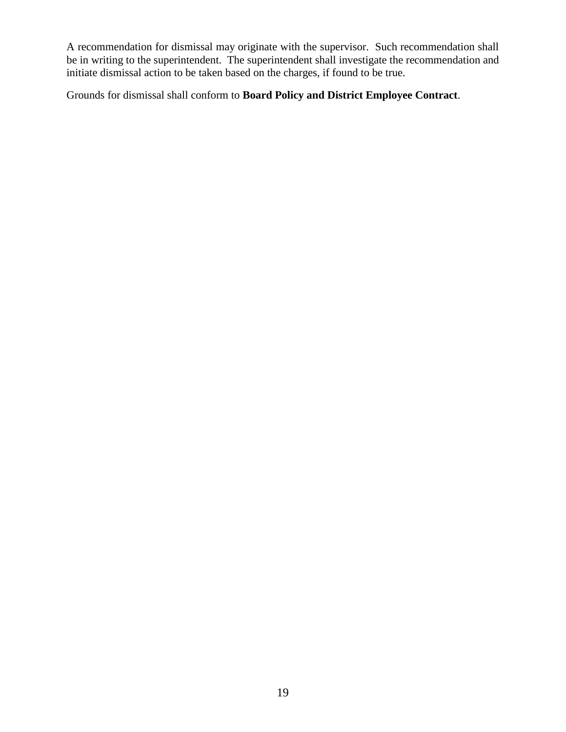A recommendation for dismissal may originate with the supervisor.  Such recommendation shall be in writing to the superintendent.  The superintendent shall investigate the recommendation and initiate dismissal action to be taken based on the charges, if found to be true.

Grounds for dismissal shall conform to **Board Policy and District Employee Contract**.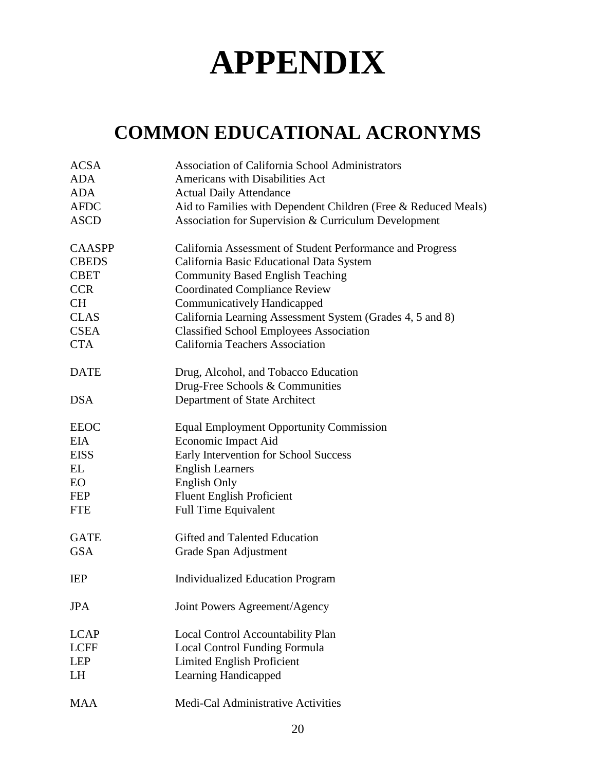# APPENDIX

## COMMON EDUCATIONAL ACRONYMS

| | |
|---|---|
| ACSA | Association of California School Administrators |
| ADA | Americans with Disabilities Act |
| ADA | Actual Daily Attendance |
| AFDC | Aid to Families with Dependent Children (Free & Reduced Meals) |
| ASCD | Association for Supervision & Curriculum Development |
| | |
| CAASPP | California Assessment of Student Performance and Progress |
| CBEDS | California Basic Educational Data System |
| CBET | Community Based English Teaching |
| CCR | Coordinated Compliance Review |
| CH | Communicatively Handicapped |
| CLAS | California Learning Assessment System (Grades 4, 5 and 8) |
| CSEA | Classified School Employees Association |
| CTA | California Teachers Association |
| | |
| DATE | Drug, Alcohol, and Tobacco Education |
| | Drug-Free Schools & Communities |
| DSA | Department of State Architect |
| | |
| EEOC | Equal Employment Opportunity Commission |
| EIA | Economic Impact Aid |
| EISS | Early Intervention for School Success |
| EL | English Learners |
| EO | English Only |
| FEP | Fluent English Proficient |
| FTE | Full Time Equivalent |
| | |
| GATE | Gifted and Talented Education |
| GSA | Grade Span Adjustment |
| | |
| IEP | Individualized Education Program |
| | |
| JPA | Joint Powers Agreement/Agency |
| | |
| LCAP | Local Control Accountability Plan |
| LCFF | Local Control Funding Formula |
| LEP | Limited English Proficient |
| LH | Learning Handicapped |
| | |
| MAA | Medi-Cal Administrative Activities |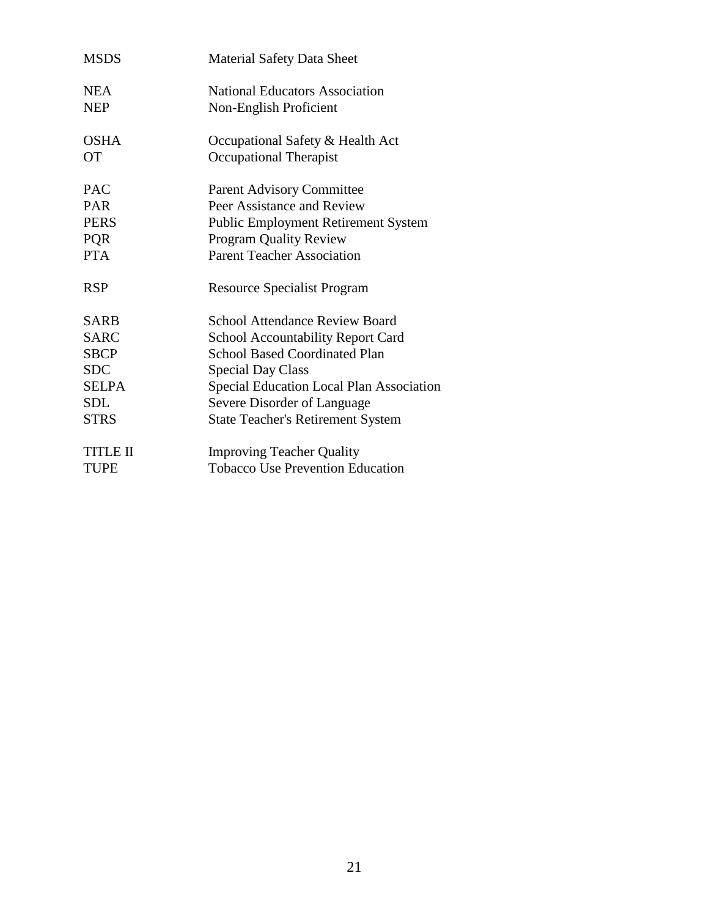| | |
|---|---|
| MSDS | Material Safety Data Sheet |
| NEA | National Educators Association |
| NEP | Non-English Proficient |
| OSHA | Occupational Safety & Health Act |
| OT | Occupational Therapist |
| PAC | Parent Advisory Committee |
| PAR | Peer Assistance and Review |
| PERS | Public Employment Retirement System |
| PQR | Program Quality Review |
| PTA | Parent Teacher Association |
| RSP | Resource Specialist Program |
| SARB | School Attendance Review Board |
| SARC | School Accountability Report Card |
| SBCP | School Based Coordinated Plan |
| SDC | Special Day Class |
| SELPA | Special Education Local Plan Association |
| SDL | Severe Disorder of Language |
| STRS | State Teacher's Retirement System |
| TITLE II | Improving Teacher Quality |
| TUPE | Tobacco Use Prevention Education |